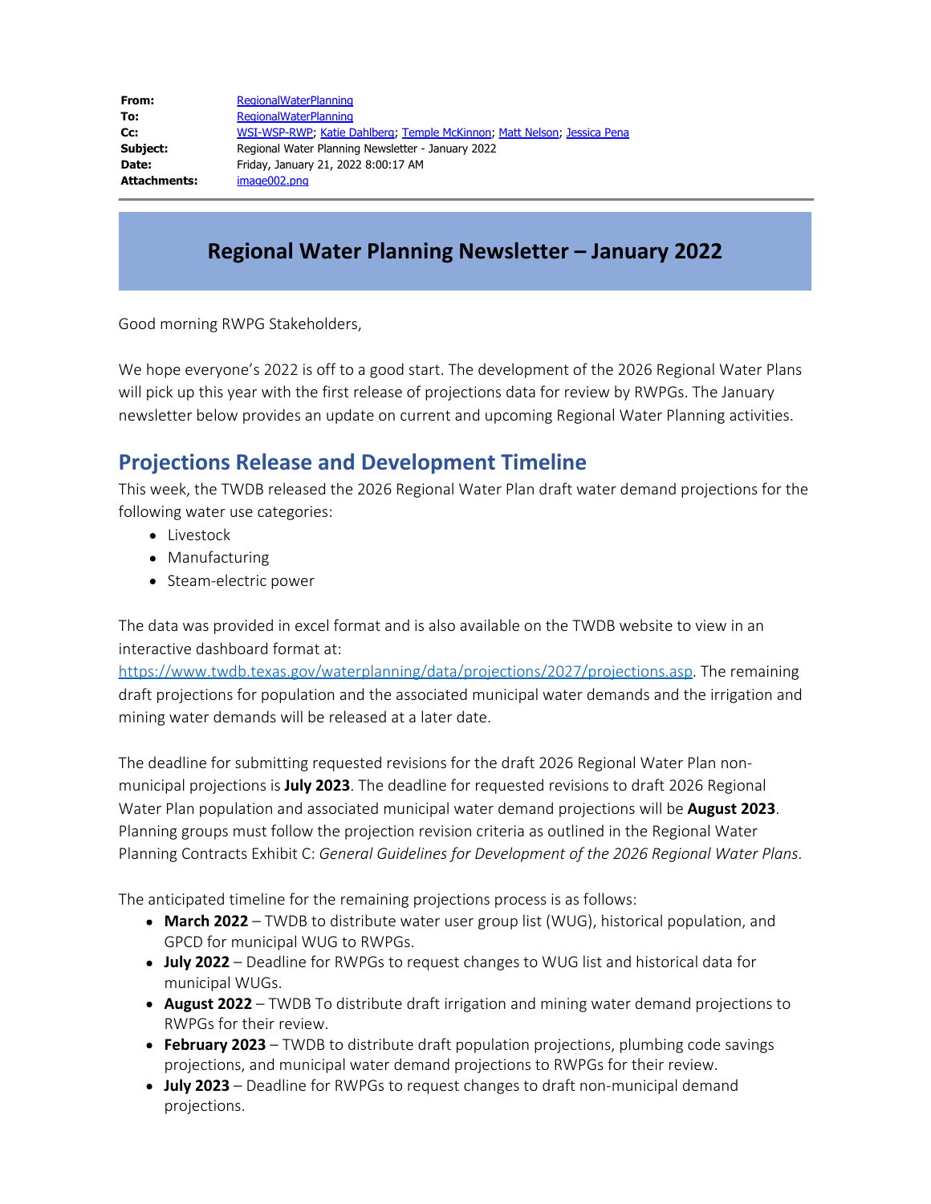| | |
|---|---|
| **From:** | RegionalWaterPlanning |
| **To:** | RegionalWaterPlanning |
| **Cc:** | WSI-WSP-RWP; Katie Dahlberg; Temple McKinnon; Matt Nelson; Jessica Pena |
| **Subject:** | Regional Water Planning Newsletter - January 2022 |
| **Date:** | Friday, January 21, 2022 8:00:17 AM |
| **Attachments:** | image002.png |

# Regional Water Planning Newsletter – January 2022

Good morning RWPG Stakeholders,

We hope everyone's 2022 is off to a good start. The development of the 2026 Regional Water Plans will pick up this year with the first release of projections data for review by RWPGs. The January newsletter below provides an update on current and upcoming Regional Water Planning activities.

## Projections Release and Development Timeline

This week, the TWDB released the 2026 Regional Water Plan draft water demand projections for the following water use categories:

- Livestock
- Manufacturing
- Steam-electric power

The data was provided in excel format and is also available on the TWDB website to view in an interactive dashboard format at: https://www.twdb.texas.gov/waterplanning/data/projections/2027/projections.asp. The remaining draft projections for population and the associated municipal water demands and the irrigation and mining water demands will be released at a later date.

The deadline for submitting requested revisions for the draft 2026 Regional Water Plan non-municipal projections is **July 2023**. The deadline for requested revisions to draft 2026 Regional Water Plan population and associated municipal water demand projections will be **August 2023**. Planning groups must follow the projection revision criteria as outlined in the Regional Water Planning Contracts Exhibit C: *General Guidelines for Development of the 2026 Regional Water Plans*.

The anticipated timeline for the remaining projections process is as follows:

- **March 2022** – TWDB to distribute water user group list (WUG), historical population, and GPCD for municipal WUG to RWPGs.
- **July 2022** – Deadline for RWPGs to request changes to WUG list and historical data for municipal WUGs.
- **August 2022** – TWDB To distribute draft irrigation and mining water demand projections to RWPGs for their review.
- **February 2023** – TWDB to distribute draft population projections, plumbing code savings projections, and municipal water demand projections to RWPGs for their review.
- **July 2023** – Deadline for RWPGs to request changes to draft non-municipal demand projections.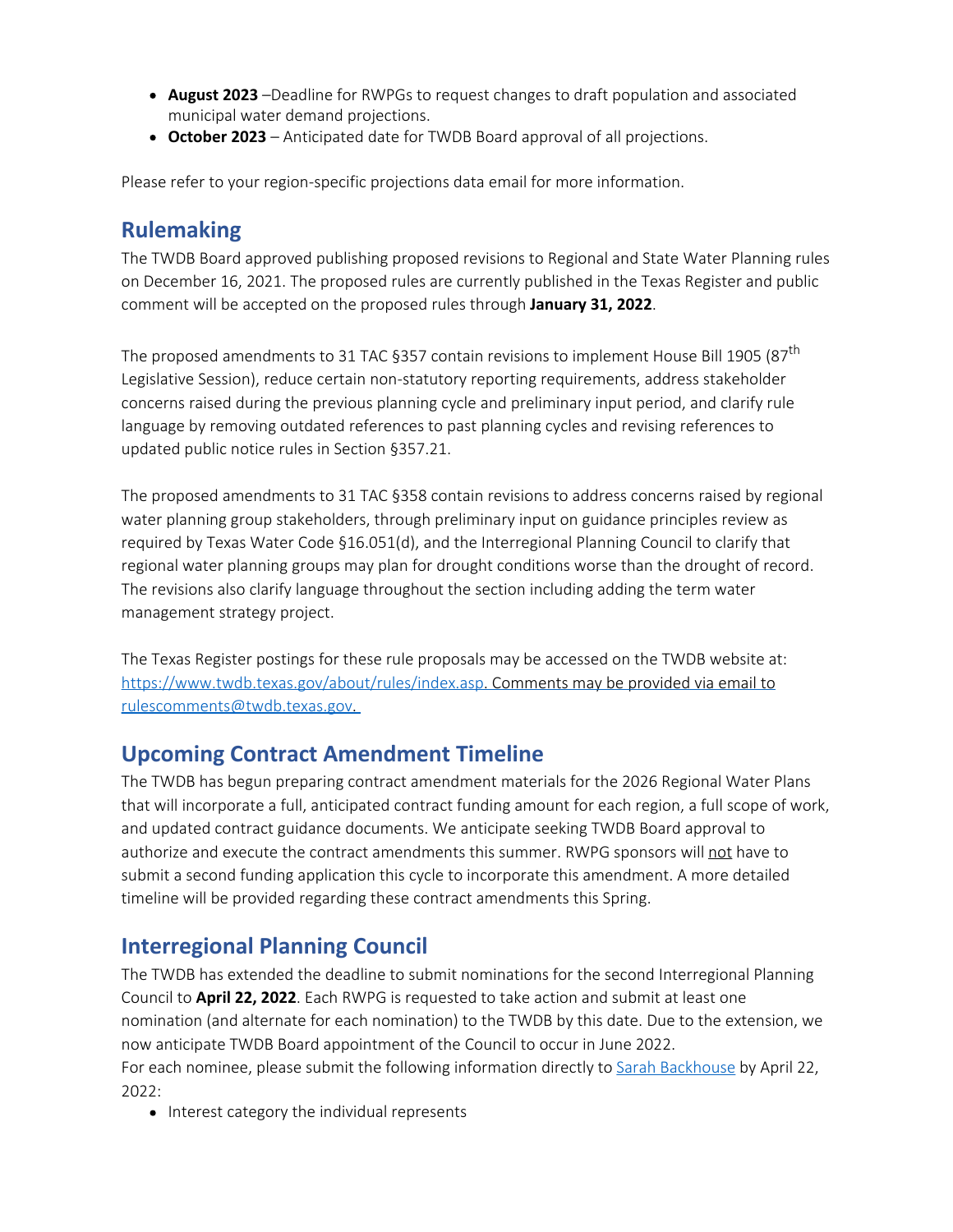- **August 2023** –Deadline for RWPGs to request changes to draft population and associated municipal water demand projections.
- **October 2023** – Anticipated date for TWDB Board approval of all projections.

Please refer to your region-specific projections data email for more information.

## Rulemaking

The TWDB Board approved publishing proposed revisions to Regional and State Water Planning rules on December 16, 2021. The proposed rules are currently published in the Texas Register and public comment will be accepted on the proposed rules through **January 31, 2022**.

The proposed amendments to 31 TAC §357 contain revisions to implement House Bill 1905 (87th Legislative Session), reduce certain non-statutory reporting requirements, address stakeholder concerns raised during the previous planning cycle and preliminary input period, and clarify rule language by removing outdated references to past planning cycles and revising references to updated public notice rules in Section §357.21.

The proposed amendments to 31 TAC §358 contain revisions to address concerns raised by regional water planning group stakeholders, through preliminary input on guidance principles review as required by Texas Water Code §16.051(d), and the Interregional Planning Council to clarify that regional water planning groups may plan for drought conditions worse than the drought of record. The revisions also clarify language throughout the section including adding the term water management strategy project.

The Texas Register postings for these rule proposals may be accessed on the TWDB website at: https://www.twdb.texas.gov/about/rules/index.asp. Comments may be provided via email to rulescomments@twdb.texas.gov.

## Upcoming Contract Amendment Timeline

The TWDB has begun preparing contract amendment materials for the 2026 Regional Water Plans that will incorporate a full, anticipated contract funding amount for each region, a full scope of work, and updated contract guidance documents. We anticipate seeking TWDB Board approval to authorize and execute the contract amendments this summer. RWPG sponsors will not have to submit a second funding application this cycle to incorporate this amendment. A more detailed timeline will be provided regarding these contract amendments this Spring.

## Interregional Planning Council

The TWDB has extended the deadline to submit nominations for the second Interregional Planning Council to **April 22, 2022**. Each RWPG is requested to take action and submit at least one nomination (and alternate for each nomination) to the TWDB by this date. Due to the extension, we now anticipate TWDB Board appointment of the Council to occur in June 2022.
For each nominee, please submit the following information directly to Sarah Backhouse by April 22, 2022:

- Interest category the individual represents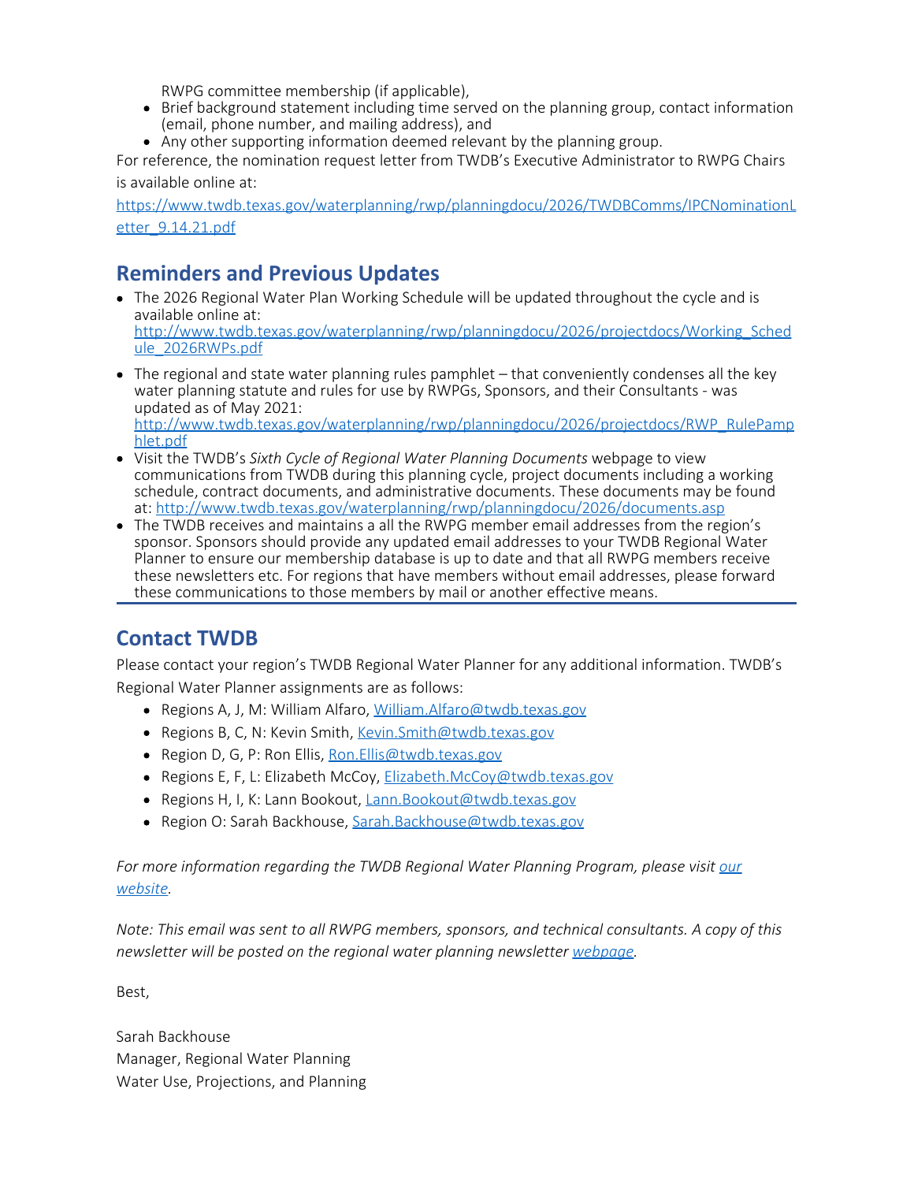RWPG committee membership (if applicable),

- Brief background statement including time served on the planning group, contact information (email, phone number, and mailing address), and
- Any other supporting information deemed relevant by the planning group.

For reference, the nomination request letter from TWDB's Executive Administrator to RWPG Chairs is available online at: https://www.twdb.texas.gov/waterplanning/rwp/planningdocu/2026/TWDBComms/IPCNominationLetter_9.14.21.pdf

## Reminders and Previous Updates

- The 2026 Regional Water Plan Working Schedule will be updated throughout the cycle and is available online at: http://www.twdb.texas.gov/waterplanning/rwp/planningdocu/2026/projectdocs/Working_Schedule_2026RWPs.pdf
- The regional and state water planning rules pamphlet – that conveniently condenses all the key water planning statute and rules for use by RWPGs, Sponsors, and their Consultants - was updated as of May 2021: http://www.twdb.texas.gov/waterplanning/rwp/planningdocu/2026/projectdocs/RWP_RulePamphlet.pdf
- Visit the TWDB's *Sixth Cycle of Regional Water Planning Documents* webpage to view communications from TWDB during this planning cycle, project documents including a working schedule, contract documents, and administrative documents. These documents may be found at: http://www.twdb.texas.gov/waterplanning/rwp/planningdocu/2026/documents.asp
- The TWDB receives and maintains a all the RWPG member email addresses from the region's sponsor. Sponsors should provide any updated email addresses to your TWDB Regional Water Planner to ensure our membership database is up to date and that all RWPG members receive these newsletters etc. For regions that have members without email addresses, please forward these communications to those members by mail or another effective means.

## Contact TWDB

Please contact your region's TWDB Regional Water Planner for any additional information. TWDB's Regional Water Planner assignments are as follows:

- Regions A, J, M: William Alfaro, William.Alfaro@twdb.texas.gov
- Regions B, C, N: Kevin Smith, Kevin.Smith@twdb.texas.gov
- Region D, G, P: Ron Ellis, Ron.Ellis@twdb.texas.gov
- Regions E, F, L: Elizabeth McCoy, Elizabeth.McCoy@twdb.texas.gov
- Regions H, I, K: Lann Bookout, Lann.Bookout@twdb.texas.gov
- Region O: Sarah Backhouse, Sarah.Backhouse@twdb.texas.gov

*For more information regarding the TWDB Regional Water Planning Program, please visit our website.*

*Note: This email was sent to all RWPG members, sponsors, and technical consultants. A copy of this newsletter will be posted on the regional water planning newsletter webpage.*

Best,

Sarah Backhouse
Manager, Regional Water Planning
Water Use, Projections, and Planning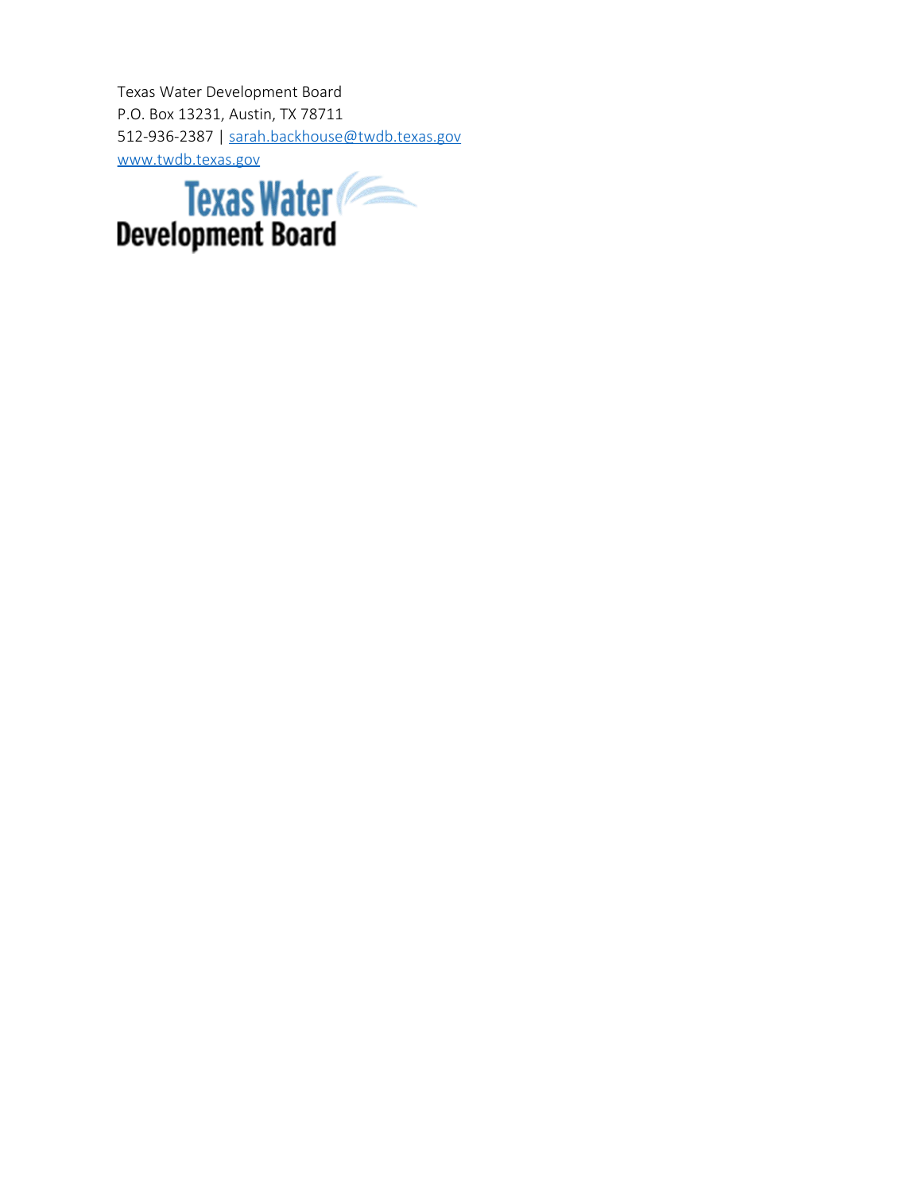Texas Water Development Board
P.O. Box 13231, Austin, TX 78711
512-936-2387 | sarah.backhouse@twdb.texas.gov
www.twdb.texas.gov

Texas Water Development Board